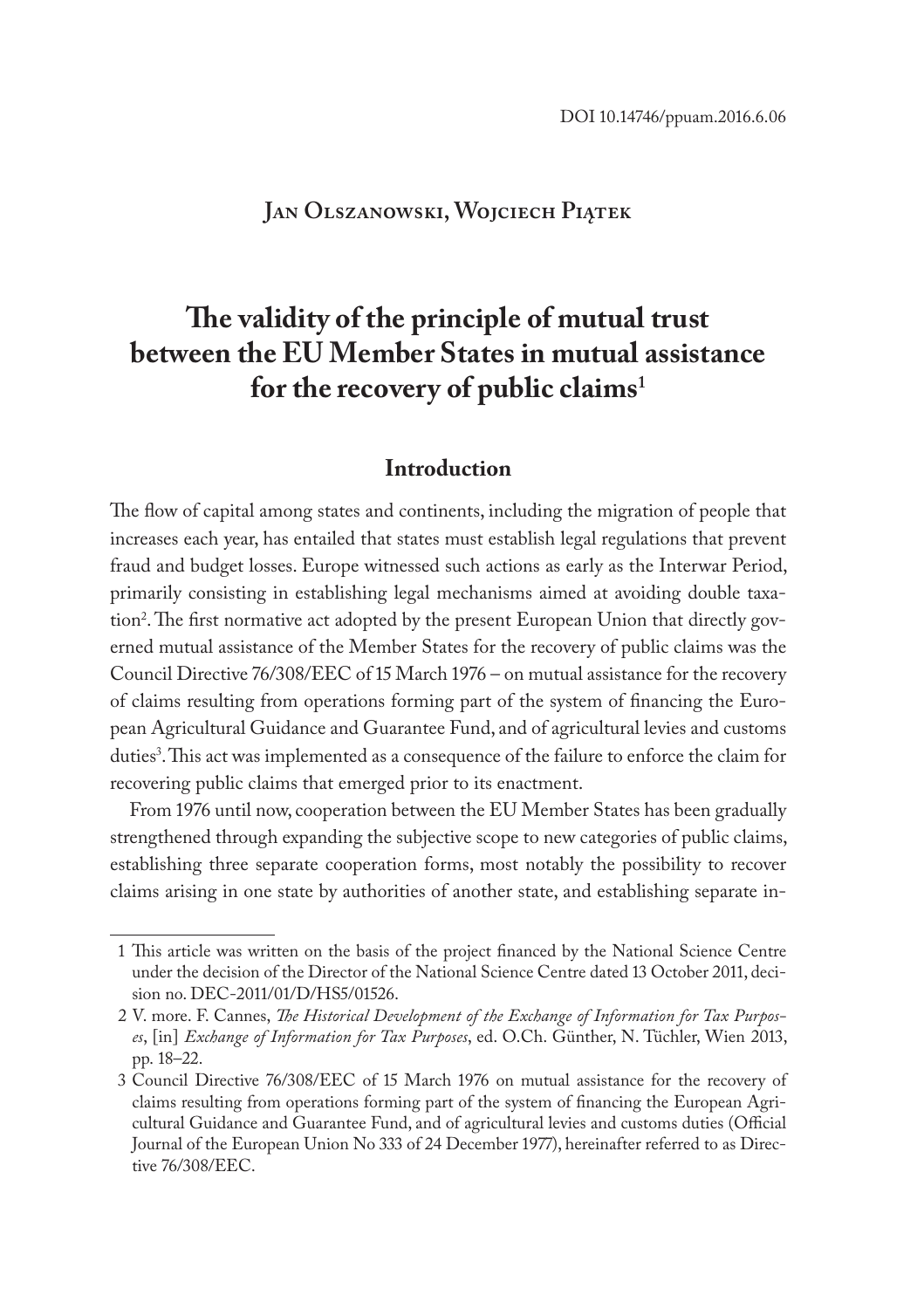DOI 10.14746/ppuam.2016.6.06

**Jan Olszanowski, Wojciech Piątek**

# The validity of the principle of mutual trust between the EU Member States in mutual assistance for the recovery of public claims[1]

## Introduction

The flow of capital among states and continents, including the migration of people that increases each year, has entailed that states must establish legal regulations that prevent fraud and budget losses. Europe witnessed such actions as early as the Interwar Period, primarily consisting in establishing legal mechanisms aimed at avoiding double taxation[2]. The first normative act adopted by the present European Union that directly governed mutual assistance of the Member States for the recovery of public claims was the Council Directive 76/308/EEC of 15 March 1976 – on mutual assistance for the recovery of claims resulting from operations forming part of the system of financing the European Agricultural Guidance and Guarantee Fund, and of agricultural levies and customs duties[3]. This act was implemented as a consequence of the failure to enforce the claim for recovering public claims that emerged prior to its enactment.

From 1976 until now, cooperation between the EU Member States has been gradually strengthened through expanding the subjective scope to new categories of public claims, establishing three separate cooperation forms, most notably the possibility to recover claims arising in one state by authorities of another state, and establishing separate in-

---

1 This article was written on the basis of the project financed by the National Science Centre under the decision of the Director of the National Science Centre dated 13 October 2011, decision no. DEC-2011/01/D/HS5/01526.

2 V. more. F. Cannes, *The Historical Development of the Exchange of Information for Tax Purposes*, [in] *Exchange of Information for Tax Purposes*, ed. O.Ch. Günther, N. Tüchler, Wien 2013, pp. 18–22.

3 Council Directive 76/308/EEC of 15 March 1976 on mutual assistance for the recovery of claims resulting from operations forming part of the system of financing the European Agricultural Guidance and Guarantee Fund, and of agricultural levies and customs duties (Official Journal of the European Union No 333 of 24 December 1977), hereinafter referred to as Directive 76/308/EEC.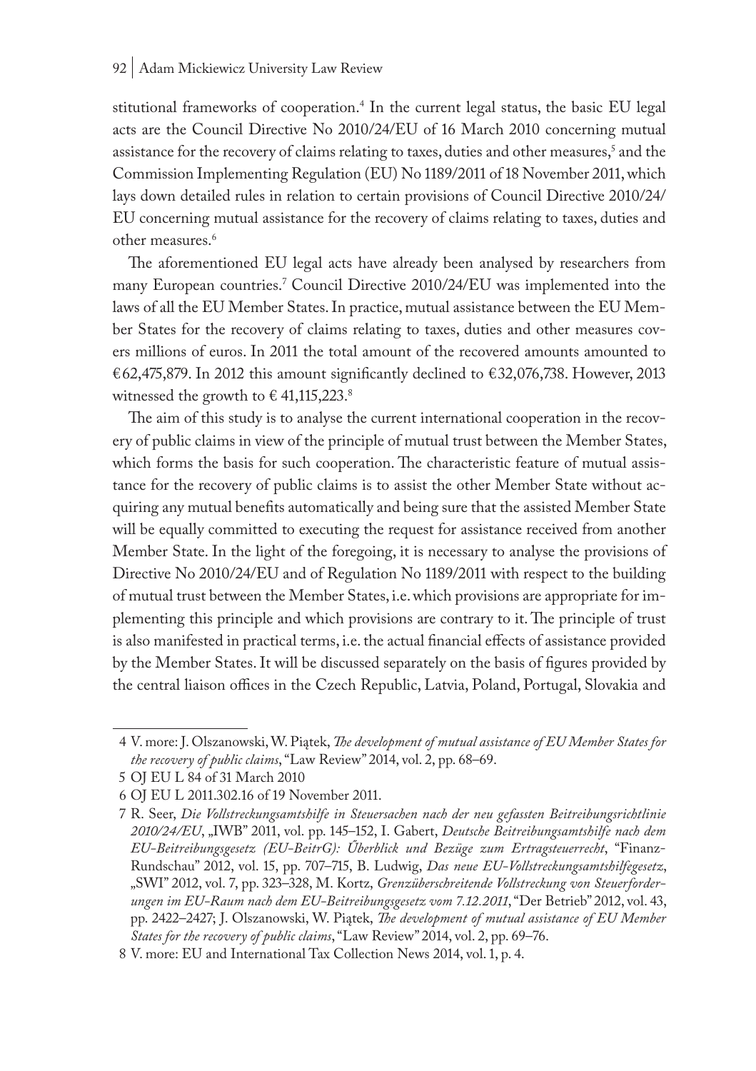stitutional frameworks of cooperation.[4] In the current legal status, the basic EU legal acts are the Council Directive No 2010/24/EU of 16 March 2010 concerning mutual assistance for the recovery of claims relating to taxes, duties and other measures,[5] and the Commission Implementing Regulation (EU) No 1189/2011 of 18 November 2011, which lays down detailed rules in relation to certain provisions of Council Directive 2010/24/EU concerning mutual assistance for the recovery of claims relating to taxes, duties and other measures.[6]

The aforementioned EU legal acts have already been analysed by researchers from many European countries.[7] Council Directive 2010/24/EU was implemented into the laws of all the EU Member States. In practice, mutual assistance between the EU Member States for the recovery of claims relating to taxes, duties and other measures covers millions of euros. In 2011 the total amount of the recovered amounts amounted to €62,475,879. In 2012 this amount significantly declined to €32,076,738. However, 2013 witnessed the growth to € 41,115,223.[8]

The aim of this study is to analyse the current international cooperation in the recovery of public claims in view of the principle of mutual trust between the Member States, which forms the basis for such cooperation. The characteristic feature of mutual assistance for the recovery of public claims is to assist the other Member State without acquiring any mutual benefits automatically and being sure that the assisted Member State will be equally committed to executing the request for assistance received from another Member State. In the light of the foregoing, it is necessary to analyse the provisions of Directive No 2010/24/EU and of Regulation No 1189/2011 with respect to the building of mutual trust between the Member States, i.e. which provisions are appropriate for implementing this principle and which provisions are contrary to it. The principle of trust is also manifested in practical terms, i.e. the actual financial effects of assistance provided by the Member States. It will be discussed separately on the basis of figures provided by the central liaison offices in the Czech Republic, Latvia, Poland, Portugal, Slovakia and

---

4 V. more: J. Olszanowski, W. Piątek, *The development of mutual assistance of EU Member States for the recovery of public claims*, "Law Review" 2014, vol. 2, pp. 68–69.

5 OJ EU L 84 of 31 March 2010

6 OJ EU L 2011.302.16 of 19 November 2011.

7 R. Seer, *Die Vollstreckungsamtshilfe in Steuersachen nach der neu gefassten Beitreibungsrichtlinie 2010/24/EU*, „IWB" 2011, vol. pp. 145–152, I. Gabert, *Deutsche Beitreibungsamtshilfe nach dem EU-Beitreibungsgesetz (EU-BeitrG): Űberblick und Bezüge zum Ertragsteuerrecht*, "Finanz-Rundschau" 2012, vol. 15, pp. 707–715, B. Ludwig, *Das neue EU-Vollstreckungsamtshilfegesetz*, „SWI" 2012, vol. 7, pp. 323–328, M. Kortz, *Grenzüberschreitende Vollstreckung von Steuerforderungen im EU-Raum nach dem EU-Beitreibungsgesetz vom 7.12.2011*, "Der Betrieb" 2012, vol. 43, pp. 2422–2427; J. Olszanowski, W. Piątek, *The development of mutual assistance of EU Member States for the recovery of public claims*, "Law Review" 2014, vol. 2, pp. 69–76.

8 V. more: EU and International Tax Collection News 2014, vol. 1, p. 4.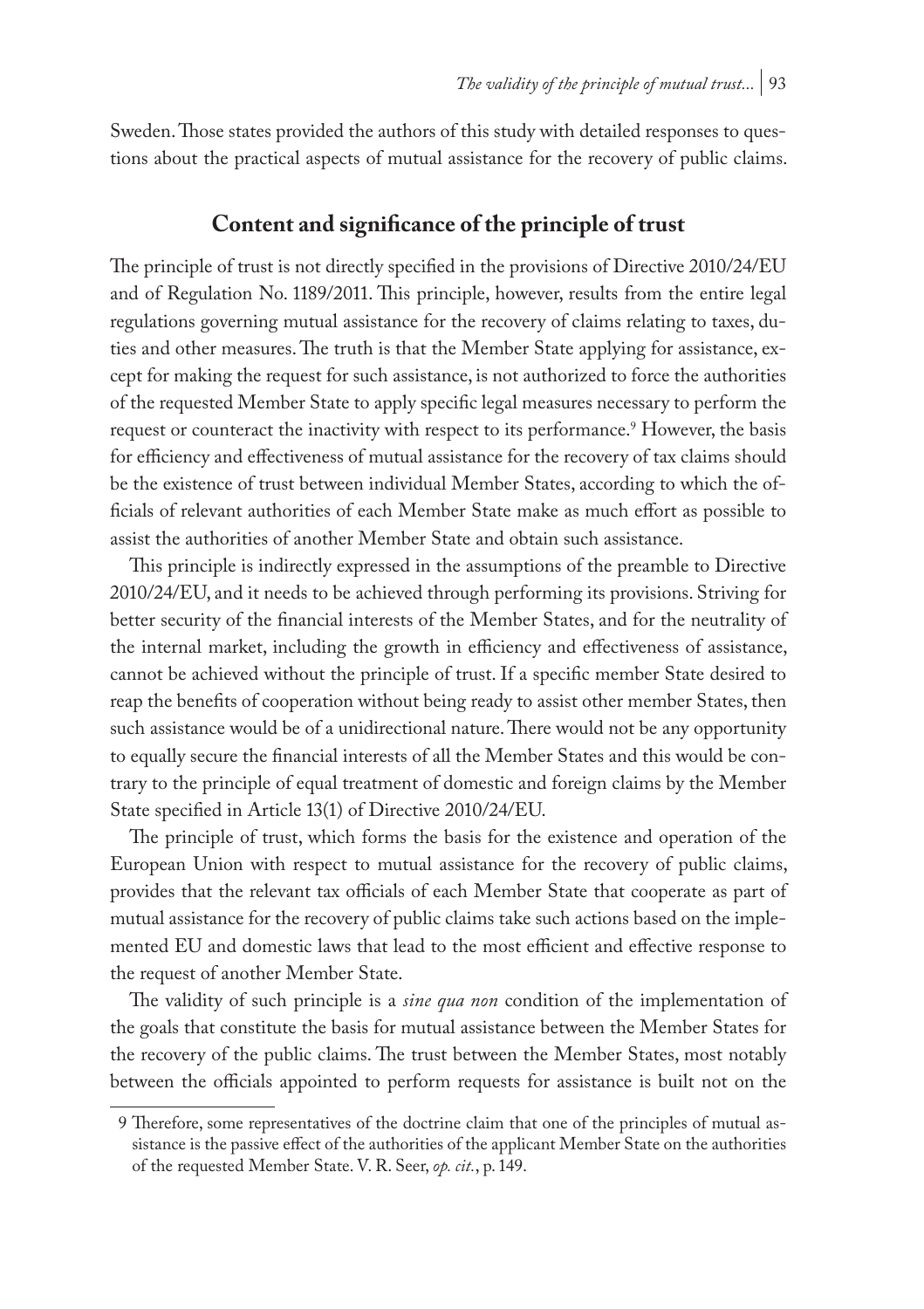Sweden. Those states provided the authors of this study with detailed responses to questions about the practical aspects of mutual assistance for the recovery of public claims.

## Content and significance of the principle of trust

The principle of trust is not directly specified in the provisions of Directive 2010/24/EU and of Regulation No. 1189/2011. This principle, however, results from the entire legal regulations governing mutual assistance for the recovery of claims relating to taxes, duties and other measures. The truth is that the Member State applying for assistance, except for making the request for such assistance, is not authorized to force the authorities of the requested Member State to apply specific legal measures necessary to perform the request or counteract the inactivity with respect to its performance.[9] However, the basis for efficiency and effectiveness of mutual assistance for the recovery of tax claims should be the existence of trust between individual Member States, according to which the officials of relevant authorities of each Member State make as much effort as possible to assist the authorities of another Member State and obtain such assistance.

This principle is indirectly expressed in the assumptions of the preamble to Directive 2010/24/EU, and it needs to be achieved through performing its provisions. Striving for better security of the financial interests of the Member States, and for the neutrality of the internal market, including the growth in efficiency and effectiveness of assistance, cannot be achieved without the principle of trust. If a specific member State desired to reap the benefits of cooperation without being ready to assist other member States, then such assistance would be of a unidirectional nature. There would not be any opportunity to equally secure the financial interests of all the Member States and this would be contrary to the principle of equal treatment of domestic and foreign claims by the Member State specified in Article 13(1) of Directive 2010/24/EU.

The principle of trust, which forms the basis for the existence and operation of the European Union with respect to mutual assistance for the recovery of public claims, provides that the relevant tax officials of each Member State that cooperate as part of mutual assistance for the recovery of public claims take such actions based on the implemented EU and domestic laws that lead to the most efficient and effective response to the request of another Member State.

The validity of such principle is a *sine qua non* condition of the implementation of the goals that constitute the basis for mutual assistance between the Member States for the recovery of the public claims. The trust between the Member States, most notably between the officials appointed to perform requests for assistance is built not on the

---

9 Therefore, some representatives of the doctrine claim that one of the principles of mutual assistance is the passive effect of the authorities of the applicant Member State on the authorities of the requested Member State. V. R. Seer, *op. cit.*, p. 149.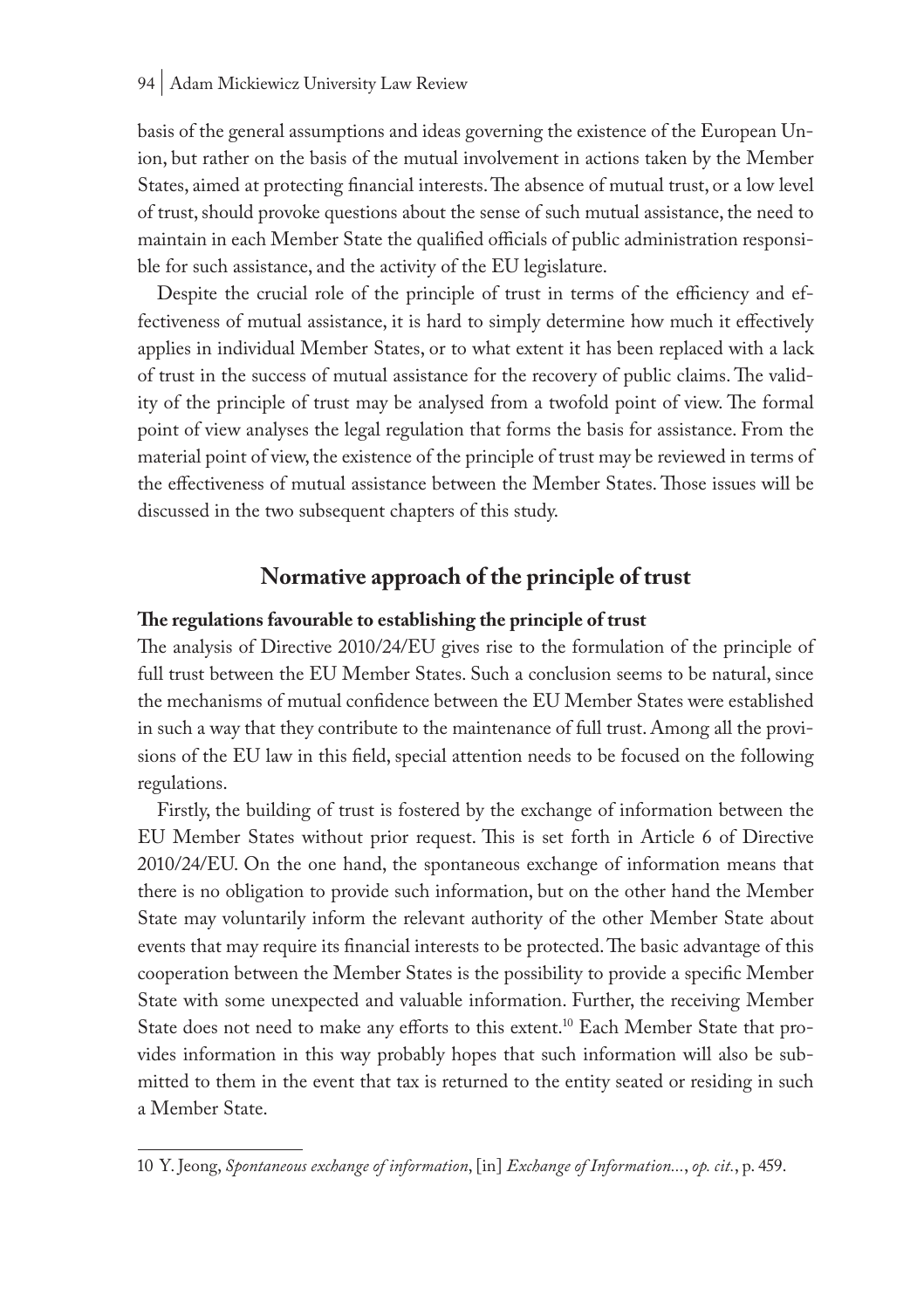basis of the general assumptions and ideas governing the existence of the European Union, but rather on the basis of the mutual involvement in actions taken by the Member States, aimed at protecting financial interests. The absence of mutual trust, or a low level of trust, should provoke questions about the sense of such mutual assistance, the need to maintain in each Member State the qualified officials of public administration responsible for such assistance, and the activity of the EU legislature.

Despite the crucial role of the principle of trust in terms of the efficiency and effectiveness of mutual assistance, it is hard to simply determine how much it effectively applies in individual Member States, or to what extent it has been replaced with a lack of trust in the success of mutual assistance for the recovery of public claims. The validity of the principle of trust may be analysed from a twofold point of view. The formal point of view analyses the legal regulation that forms the basis for assistance. From the material point of view, the existence of the principle of trust may be reviewed in terms of the effectiveness of mutual assistance between the Member States. Those issues will be discussed in the two subsequent chapters of this study.

## Normative approach of the principle of trust

### The regulations favourable to establishing the principle of trust

The analysis of Directive 2010/24/EU gives rise to the formulation of the principle of full trust between the EU Member States. Such a conclusion seems to be natural, since the mechanisms of mutual confidence between the EU Member States were established in such a way that they contribute to the maintenance of full trust. Among all the provisions of the EU law in this field, special attention needs to be focused on the following regulations.

Firstly, the building of trust is fostered by the exchange of information between the EU Member States without prior request. This is set forth in Article 6 of Directive 2010/24/EU. On the one hand, the spontaneous exchange of information means that there is no obligation to provide such information, but on the other hand the Member State may voluntarily inform the relevant authority of the other Member State about events that may require its financial interests to be protected. The basic advantage of this cooperation between the Member States is the possibility to provide a specific Member State with some unexpected and valuable information. Further, the receiving Member State does not need to make any efforts to this extent.[10] Each Member State that provides information in this way probably hopes that such information will also be submitted to them in the event that tax is returned to the entity seated or residing in such a Member State.

---

10 Y. Jeong, *Spontaneous exchange of information*, [in] *Exchange of Information...*, *op. cit.*, p. 459.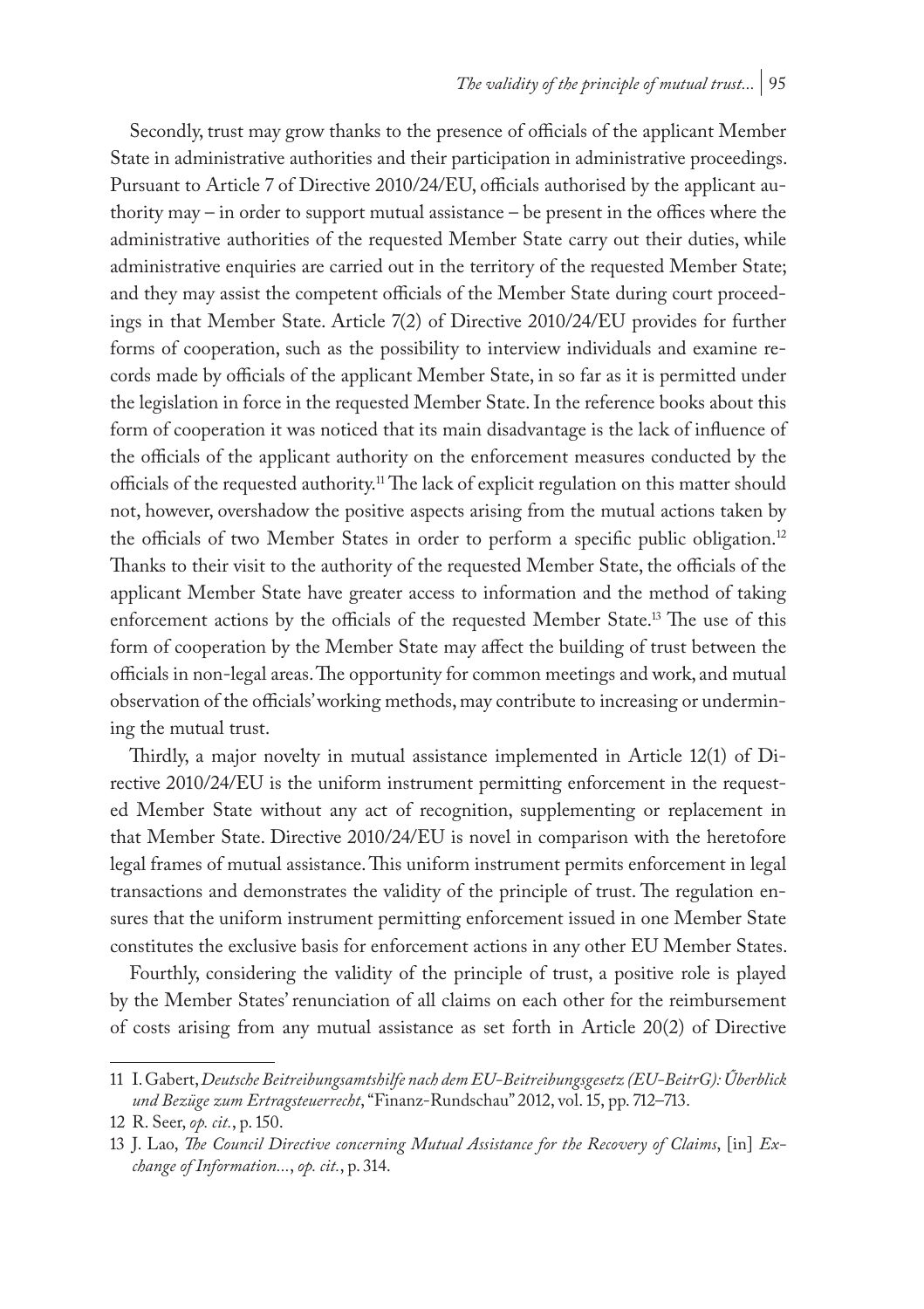Secondly, trust may grow thanks to the presence of officials of the applicant Member State in administrative authorities and their participation in administrative proceedings. Pursuant to Article 7 of Directive 2010/24/EU, officials authorised by the applicant authority may – in order to support mutual assistance – be present in the offices where the administrative authorities of the requested Member State carry out their duties, while administrative enquiries are carried out in the territory of the requested Member State; and they may assist the competent officials of the Member State during court proceedings in that Member State. Article 7(2) of Directive 2010/24/EU provides for further forms of cooperation, such as the possibility to interview individuals and examine records made by officials of the applicant Member State, in so far as it is permitted under the legislation in force in the requested Member State. In the reference books about this form of cooperation it was noticed that its main disadvantage is the lack of influence of the officials of the applicant authority on the enforcement measures conducted by the officials of the requested authority.[11] The lack of explicit regulation on this matter should not, however, overshadow the positive aspects arising from the mutual actions taken by the officials of two Member States in order to perform a specific public obligation.[12] Thanks to their visit to the authority of the requested Member State, the officials of the applicant Member State have greater access to information and the method of taking enforcement actions by the officials of the requested Member State.[13] The use of this form of cooperation by the Member State may affect the building of trust between the officials in non-legal areas. The opportunity for common meetings and work, and mutual observation of the officials' working methods, may contribute to increasing or undermining the mutual trust.

Thirdly, a major novelty in mutual assistance implemented in Article 12(1) of Directive 2010/24/EU is the uniform instrument permitting enforcement in the requested Member State without any act of recognition, supplementing or replacement in that Member State. Directive 2010/24/EU is novel in comparison with the heretofore legal frames of mutual assistance. This uniform instrument permits enforcement in legal transactions and demonstrates the validity of the principle of trust. The regulation ensures that the uniform instrument permitting enforcement issued in one Member State constitutes the exclusive basis for enforcement actions in any other EU Member States.

Fourthly, considering the validity of the principle of trust, a positive role is played by the Member States' renunciation of all claims on each other for the reimbursement of costs arising from any mutual assistance as set forth in Article 20(2) of Directive

11 I. Gabert, *Deutsche Beitreibungsamtshilfe nach dem EU-Beitreibungsgesetz (EU-BeitrG): Űberblick und Bezüge zum Ertragsteuerrecht*, "Finanz-Rundschau" 2012, vol. 15, pp. 712–713.

12 R. Seer, *op. cit.*, p. 150.

13 J. Lao, *The Council Directive concerning Mutual Assistance for the Recovery of Claims*, [in] *Exchange of Information...*, *op. cit.*, p. 314.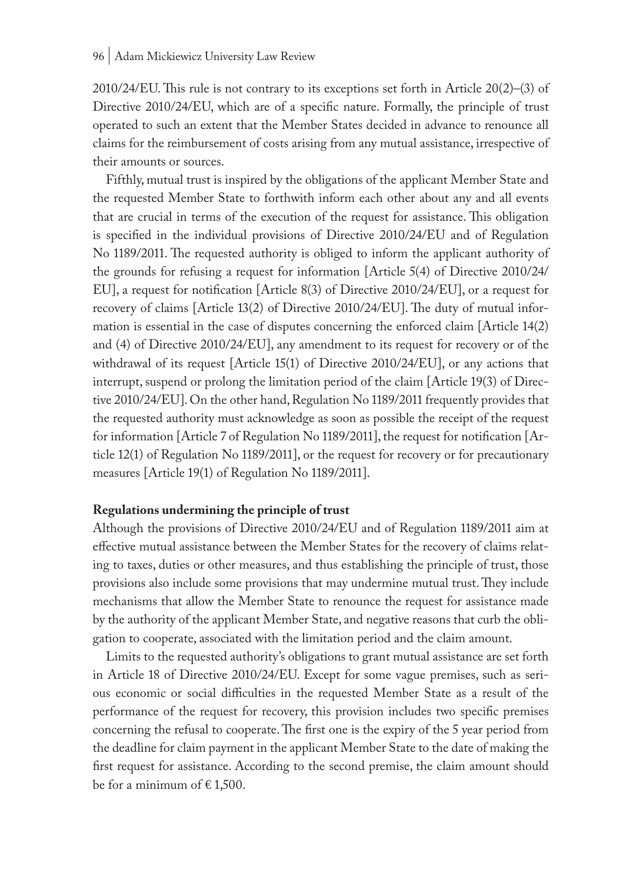2010/24/EU. This rule is not contrary to its exceptions set forth in Article 20(2)–(3) of Directive 2010/24/EU, which are of a specific nature. Formally, the principle of trust operated to such an extent that the Member States decided in advance to renounce all claims for the reimbursement of costs arising from any mutual assistance, irrespective of their amounts or sources.

Fifthly, mutual trust is inspired by the obligations of the applicant Member State and the requested Member State to forthwith inform each other about any and all events that are crucial in terms of the execution of the request for assistance. This obligation is specified in the individual provisions of Directive 2010/24/EU and of Regulation No 1189/2011. The requested authority is obliged to inform the applicant authority of the grounds for refusing a request for information [Article 5(4) of Directive 2010/24/EU], a request for notification [Article 8(3) of Directive 2010/24/EU], or a request for recovery of claims [Article 13(2) of Directive 2010/24/EU]. The duty of mutual information is essential in the case of disputes concerning the enforced claim [Article 14(2) and (4) of Directive 2010/24/EU], any amendment to its request for recovery or of the withdrawal of its request [Article 15(1) of Directive 2010/24/EU], or any actions that interrupt, suspend or prolong the limitation period of the claim [Article 19(3) of Directive 2010/24/EU]. On the other hand, Regulation No 1189/2011 frequently provides that the requested authority must acknowledge as soon as possible the receipt of the request for information [Article 7 of Regulation No 1189/2011], the request for notification [Article 12(1) of Regulation No 1189/2011], or the request for recovery or for precautionary measures [Article 19(1) of Regulation No 1189/2011].

**Regulations undermining the principle of trust**

Although the provisions of Directive 2010/24/EU and of Regulation 1189/2011 aim at effective mutual assistance between the Member States for the recovery of claims relating to taxes, duties or other measures, and thus establishing the principle of trust, those provisions also include some provisions that may undermine mutual trust. They include mechanisms that allow the Member State to renounce the request for assistance made by the authority of the applicant Member State, and negative reasons that curb the obligation to cooperate, associated with the limitation period and the claim amount.

Limits to the requested authority's obligations to grant mutual assistance are set forth in Article 18 of Directive 2010/24/EU. Except for some vague premises, such as serious economic or social difficulties in the requested Member State as a result of the performance of the request for recovery, this provision includes two specific premises concerning the refusal to cooperate. The first one is the expiry of the 5 year period from the deadline for claim payment in the applicant Member State to the date of making the first request for assistance. According to the second premise, the claim amount should be for a minimum of € 1,500.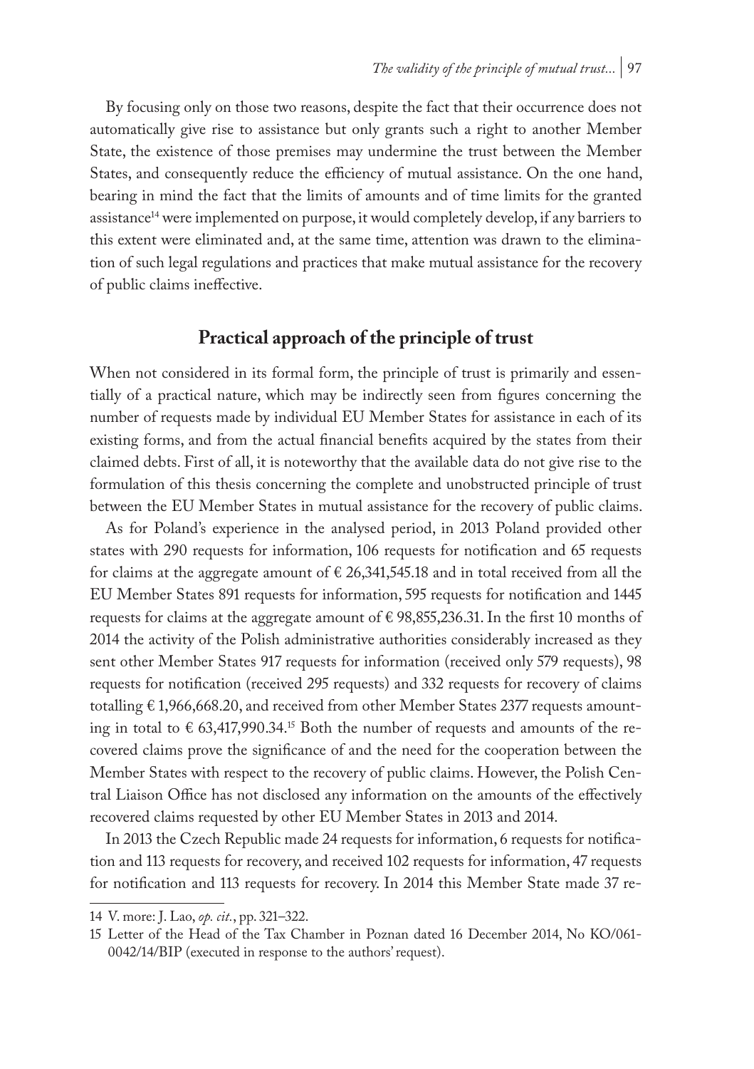By focusing only on those two reasons, despite the fact that their occurrence does not automatically give rise to assistance but only grants such a right to another Member State, the existence of those premises may undermine the trust between the Member States, and consequently reduce the efficiency of mutual assistance. On the one hand, bearing in mind the fact that the limits of amounts and of time limits for the granted assistance[14] were implemented on purpose, it would completely develop, if any barriers to this extent were eliminated and, at the same time, attention was drawn to the elimination of such legal regulations and practices that make mutual assistance for the recovery of public claims ineffective.

## Practical approach of the principle of trust

When not considered in its formal form, the principle of trust is primarily and essentially of a practical nature, which may be indirectly seen from figures concerning the number of requests made by individual EU Member States for assistance in each of its existing forms, and from the actual financial benefits acquired by the states from their claimed debts. First of all, it is noteworthy that the available data do not give rise to the formulation of this thesis concerning the complete and unobstructed principle of trust between the EU Member States in mutual assistance for the recovery of public claims.

As for Poland's experience in the analysed period, in 2013 Poland provided other states with 290 requests for information, 106 requests for notification and 65 requests for claims at the aggregate amount of € 26,341,545.18 and in total received from all the EU Member States 891 requests for information, 595 requests for notification and 1445 requests for claims at the aggregate amount of € 98,855,236.31. In the first 10 months of 2014 the activity of the Polish administrative authorities considerably increased as they sent other Member States 917 requests for information (received only 579 requests), 98 requests for notification (received 295 requests) and 332 requests for recovery of claims totalling € 1,966,668.20, and received from other Member States 2377 requests amounting in total to € 63,417,990.34.[15] Both the number of requests and amounts of the recovered claims prove the significance of and the need for the cooperation between the Member States with respect to the recovery of public claims. However, the Polish Central Liaison Office has not disclosed any information on the amounts of the effectively recovered claims requested by other EU Member States in 2013 and 2014.

In 2013 the Czech Republic made 24 requests for information, 6 requests for notification and 113 requests for recovery, and received 102 requests for information, 47 requests for notification and 113 requests for recovery. In 2014 this Member State made 37 re-

---

14 V. more: J. Lao, *op. cit.*, pp. 321–322.

15 Letter of the Head of the Tax Chamber in Poznan dated 16 December 2014, No KO/061-0042/14/BIP (executed in response to the authors' request).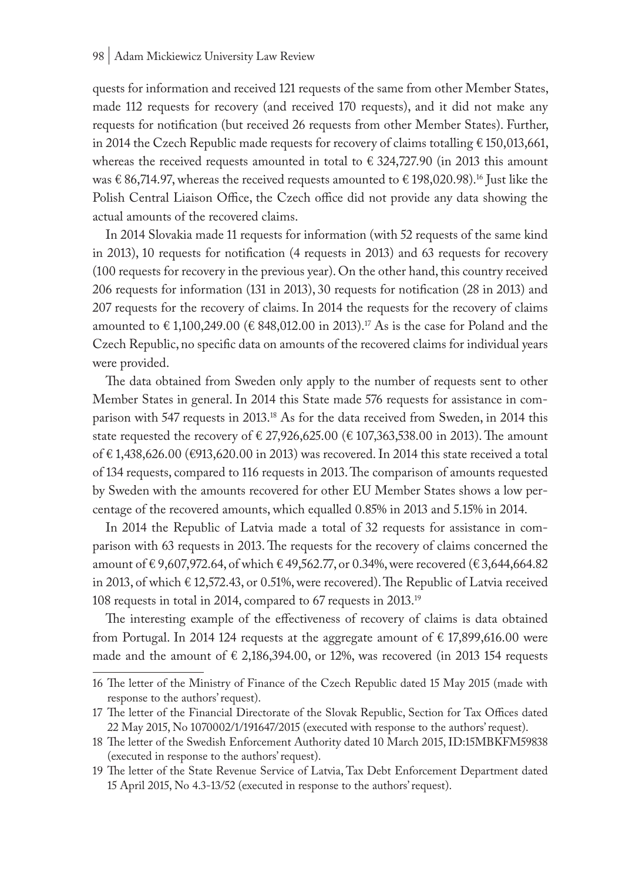quests for information and received 121 requests of the same from other Member States, made 112 requests for recovery (and received 170 requests), and it did not make any requests for notification (but received 26 requests from other Member States). Further, in 2014 the Czech Republic made requests for recovery of claims totalling € 150,013,661, whereas the received requests amounted in total to € 324,727.90 (in 2013 this amount was € 86,714.97, whereas the received requests amounted to € 198,020.98).[16] Just like the Polish Central Liaison Office, the Czech office did not provide any data showing the actual amounts of the recovered claims.

In 2014 Slovakia made 11 requests for information (with 52 requests of the same kind in 2013), 10 requests for notification (4 requests in 2013) and 63 requests for recovery (100 requests for recovery in the previous year). On the other hand, this country received 206 requests for information (131 in 2013), 30 requests for notification (28 in 2013) and 207 requests for the recovery of claims. In 2014 the requests for the recovery of claims amounted to € 1,100,249.00 (€ 848,012.00 in 2013).[17] As is the case for Poland and the Czech Republic, no specific data on amounts of the recovered claims for individual years were provided.

The data obtained from Sweden only apply to the number of requests sent to other Member States in general. In 2014 this State made 576 requests for assistance in comparison with 547 requests in 2013.[18] As for the data received from Sweden, in 2014 this state requested the recovery of € 27,926,625.00 (€ 107,363,538.00 in 2013). The amount of € 1,438,626.00 (€913,620.00 in 2013) was recovered. In 2014 this state received a total of 134 requests, compared to 116 requests in 2013. The comparison of amounts requested by Sweden with the amounts recovered for other EU Member States shows a low percentage of the recovered amounts, which equalled 0.85% in 2013 and 5.15% in 2014.

In 2014 the Republic of Latvia made a total of 32 requests for assistance in comparison with 63 requests in 2013. The requests for the recovery of claims concerned the amount of € 9,607,972.64, of which € 49,562.77, or 0.34%, were recovered (€ 3,644,664.82 in 2013, of which € 12,572.43, or 0.51%, were recovered). The Republic of Latvia received 108 requests in total in 2014, compared to 67 requests in 2013.[19]

The interesting example of the effectiveness of recovery of claims is data obtained from Portugal. In 2014 124 requests at the aggregate amount of € 17,899,616.00 were made and the amount of € 2,186,394.00, or 12%, was recovered (in 2013 154 requests

---

16 The letter of the Ministry of Finance of the Czech Republic dated 15 May 2015 (made with response to the authors' request).

17 The letter of the Financial Directorate of the Slovak Republic, Section for Tax Offices dated 22 May 2015, No 1070002/1/191647/2015 (executed with response to the authors' request).

18 The letter of the Swedish Enforcement Authority dated 10 March 2015, ID:15MBKFM59838 (executed in response to the authors' request).

19 The letter of the State Revenue Service of Latvia, Tax Debt Enforcement Department dated 15 April 2015, No 4.3-13/52 (executed in response to the authors' request).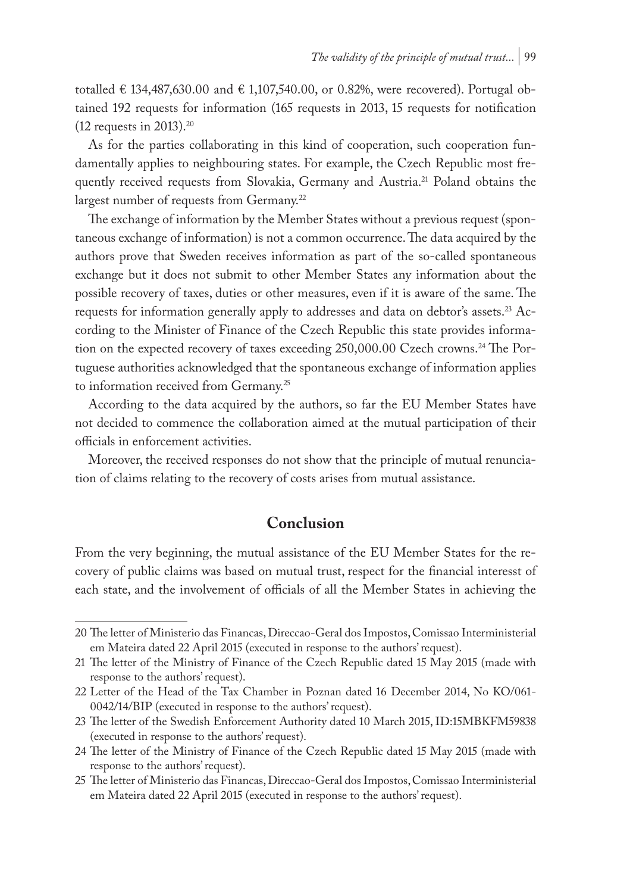totalled € 134,487,630.00 and € 1,107,540.00, or 0.82%, were recovered). Portugal obtained 192 requests for information (165 requests in 2013, 15 requests for notification (12 requests in 2013).[20]

As for the parties collaborating in this kind of cooperation, such cooperation fundamentally applies to neighbouring states. For example, the Czech Republic most frequently received requests from Slovakia, Germany and Austria.[21] Poland obtains the largest number of requests from Germany.[22]

The exchange of information by the Member States without a previous request (spontaneous exchange of information) is not a common occurrence. The data acquired by the authors prove that Sweden receives information as part of the so-called spontaneous exchange but it does not submit to other Member States any information about the possible recovery of taxes, duties or other measures, even if it is aware of the same. The requests for information generally apply to addresses and data on debtor's assets.[23] According to the Minister of Finance of the Czech Republic this state provides information on the expected recovery of taxes exceeding 250,000.00 Czech crowns.[24] The Portuguese authorities acknowledged that the spontaneous exchange of information applies to information received from Germany.[25]

According to the data acquired by the authors, so far the EU Member States have not decided to commence the collaboration aimed at the mutual participation of their officials in enforcement activities.

Moreover, the received responses do not show that the principle of mutual renunciation of claims relating to the recovery of costs arises from mutual assistance.

## Conclusion

From the very beginning, the mutual assistance of the EU Member States for the recovery of public claims was based on mutual trust, respect for the financial interesst of each state, and the involvement of officials of all the Member States in achieving the

---

20 The letter of Ministerio das Financas, Direccao-Geral dos Impostos, Comissao Interministerial em Mateira dated 22 April 2015 (executed in response to the authors' request).

21 The letter of the Ministry of Finance of the Czech Republic dated 15 May 2015 (made with response to the authors' request).

22 Letter of the Head of the Tax Chamber in Poznan dated 16 December 2014, No KO/061-0042/14/BIP (executed in response to the authors' request).

23 The letter of the Swedish Enforcement Authority dated 10 March 2015, ID:15MBKFM59838 (executed in response to the authors' request).

24 The letter of the Ministry of Finance of the Czech Republic dated 15 May 2015 (made with response to the authors' request).

25 The letter of Ministerio das Financas, Direccao-Geral dos Impostos, Comissao Interministerial em Mateira dated 22 April 2015 (executed in response to the authors' request).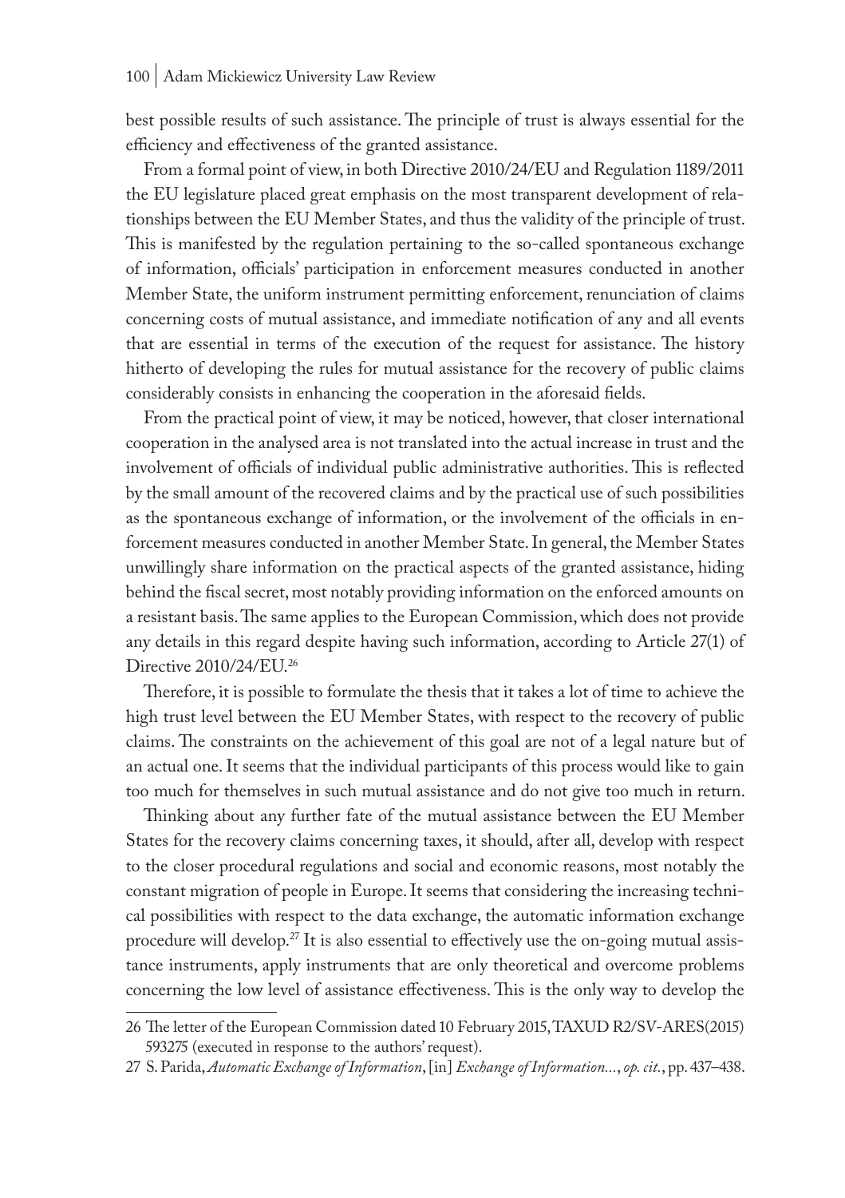best possible results of such assistance. The principle of trust is always essential for the efficiency and effectiveness of the granted assistance.

From a formal point of view, in both Directive 2010/24/EU and Regulation 1189/2011 the EU legislature placed great emphasis on the most transparent development of relationships between the EU Member States, and thus the validity of the principle of trust. This is manifested by the regulation pertaining to the so-called spontaneous exchange of information, officials' participation in enforcement measures conducted in another Member State, the uniform instrument permitting enforcement, renunciation of claims concerning costs of mutual assistance, and immediate notification of any and all events that are essential in terms of the execution of the request for assistance. The history hitherto of developing the rules for mutual assistance for the recovery of public claims considerably consists in enhancing the cooperation in the aforesaid fields.

From the practical point of view, it may be noticed, however, that closer international cooperation in the analysed area is not translated into the actual increase in trust and the involvement of officials of individual public administrative authorities. This is reflected by the small amount of the recovered claims and by the practical use of such possibilities as the spontaneous exchange of information, or the involvement of the officials in enforcement measures conducted in another Member State. In general, the Member States unwillingly share information on the practical aspects of the granted assistance, hiding behind the fiscal secret, most notably providing information on the enforced amounts on a resistant basis. The same applies to the European Commission, which does not provide any details in this regard despite having such information, according to Article 27(1) of Directive 2010/24/EU.[26]

Therefore, it is possible to formulate the thesis that it takes a lot of time to achieve the high trust level between the EU Member States, with respect to the recovery of public claims. The constraints on the achievement of this goal are not of a legal nature but of an actual one. It seems that the individual participants of this process would like to gain too much for themselves in such mutual assistance and do not give too much in return.

Thinking about any further fate of the mutual assistance between the EU Member States for the recovery claims concerning taxes, it should, after all, develop with respect to the closer procedural regulations and social and economic reasons, most notably the constant migration of people in Europe. It seems that considering the increasing technical possibilities with respect to the data exchange, the automatic information exchange procedure will develop.[27] It is also essential to effectively use the on-going mutual assistance instruments, apply instruments that are only theoretical and overcome problems concerning the low level of assistance effectiveness. This is the only way to develop the

---

26 The letter of the European Commission dated 10 February 2015, TAXUD R2/SV-ARES(2015) 593275 (executed in response to the authors' request).

27 S. Parida, *Automatic Exchange of Information*, [in] *Exchange of Information…*, *op. cit.*, pp. 437–438.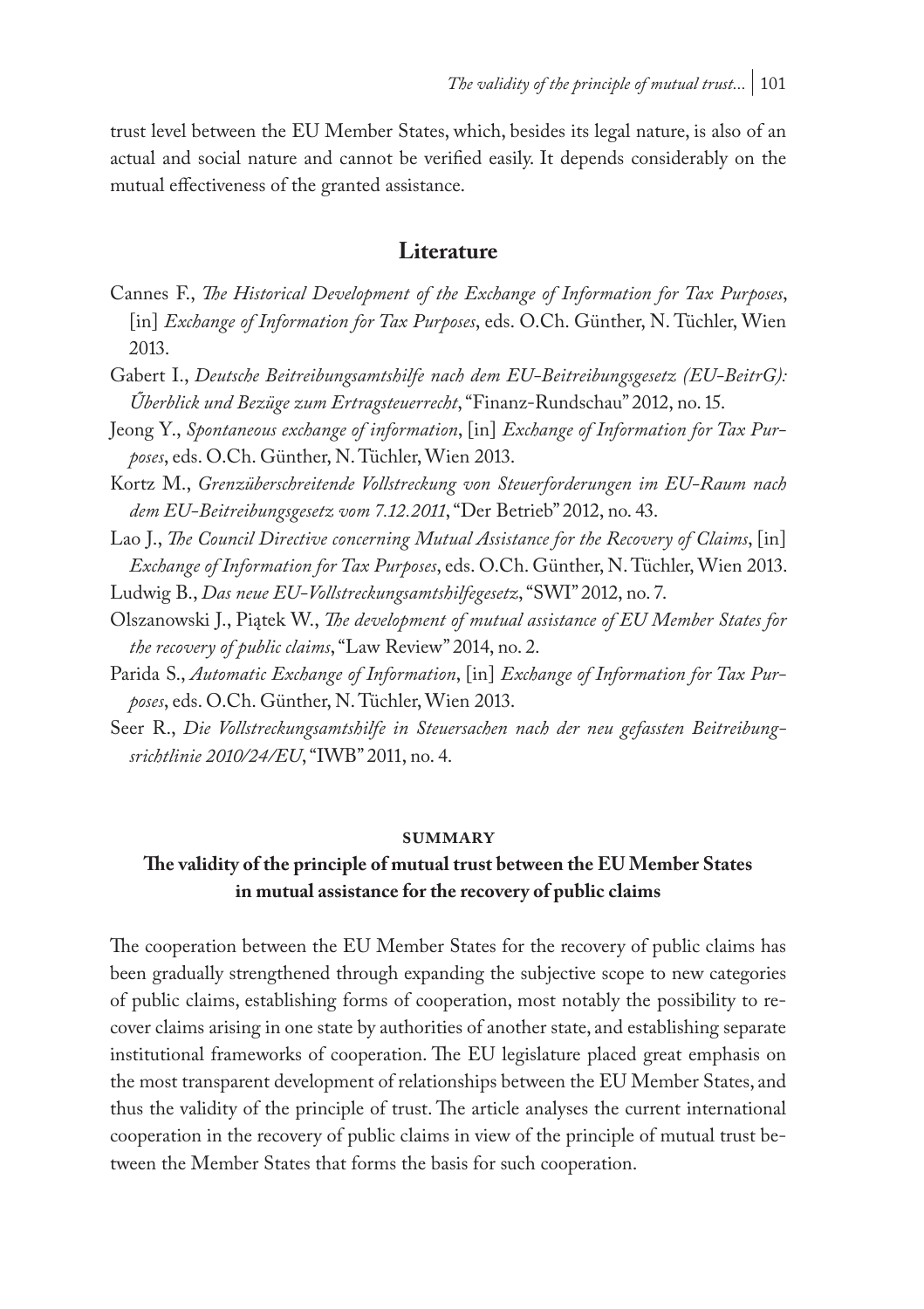trust level between the EU Member States, which, besides its legal nature, is also of an actual and social nature and cannot be verified easily. It depends considerably on the mutual effectiveness of the granted assistance.

## Literature

Cannes F., *The Historical Development of the Exchange of Information for Tax Purposes*, [in] *Exchange of Information for Tax Purposes*, eds. O.Ch. Günther, N. Tüchler, Wien 2013.

Gabert I., *Deutsche Beitreibungsamtshilfe nach dem EU-Beitreibungsgesetz (EU-BeitrG): Űberblick und Bezüge zum Ertragsteuerrecht*, "Finanz-Rundschau" 2012, no. 15.

Jeong Y., *Spontaneous exchange of information*, [in] *Exchange of Information for Tax Purposes*, eds. O.Ch. Günther, N. Tüchler, Wien 2013.

Kortz M., *Grenzüberschreitende Vollstreckung von Steuerforderungen im EU-Raum nach dem EU-Beitreibungsgesetz vom 7.12.2011*, "Der Betrieb" 2012, no. 43.

Lao J., *The Council Directive concerning Mutual Assistance for the Recovery of Claims*, [in] *Exchange of Information for Tax Purposes*, eds. O.Ch. Günther, N. Tüchler, Wien 2013.

Ludwig B., *Das neue EU-Vollstreckungsamtshilfegesetz*, "SWI" 2012, no. 7.

Olszanowski J., Piątek W., *The development of mutual assistance of EU Member States for the recovery of public claims*, "Law Review" 2014, no. 2.

Parida S., *Automatic Exchange of Information*, [in] *Exchange of Information for Tax Purposes*, eds. O.Ch. Günther, N. Tüchler, Wien 2013.

Seer R., *Die Vollstreckungsamtshilfe in Steuersachen nach der neu gefassten Beitreibungsrichtlinie 2010/24/EU*, "IWB" 2011, no. 4.

## SUMMARY

### The validity of the principle of mutual trust between the EU Member States in mutual assistance for the recovery of public claims

The cooperation between the EU Member States for the recovery of public claims has been gradually strengthened through expanding the subjective scope to new categories of public claims, establishing forms of cooperation, most notably the possibility to recover claims arising in one state by authorities of another state, and establishing separate institutional frameworks of cooperation. The EU legislature placed great emphasis on the most transparent development of relationships between the EU Member States, and thus the validity of the principle of trust. The article analyses the current international cooperation in the recovery of public claims in view of the principle of mutual trust between the Member States that forms the basis for such cooperation.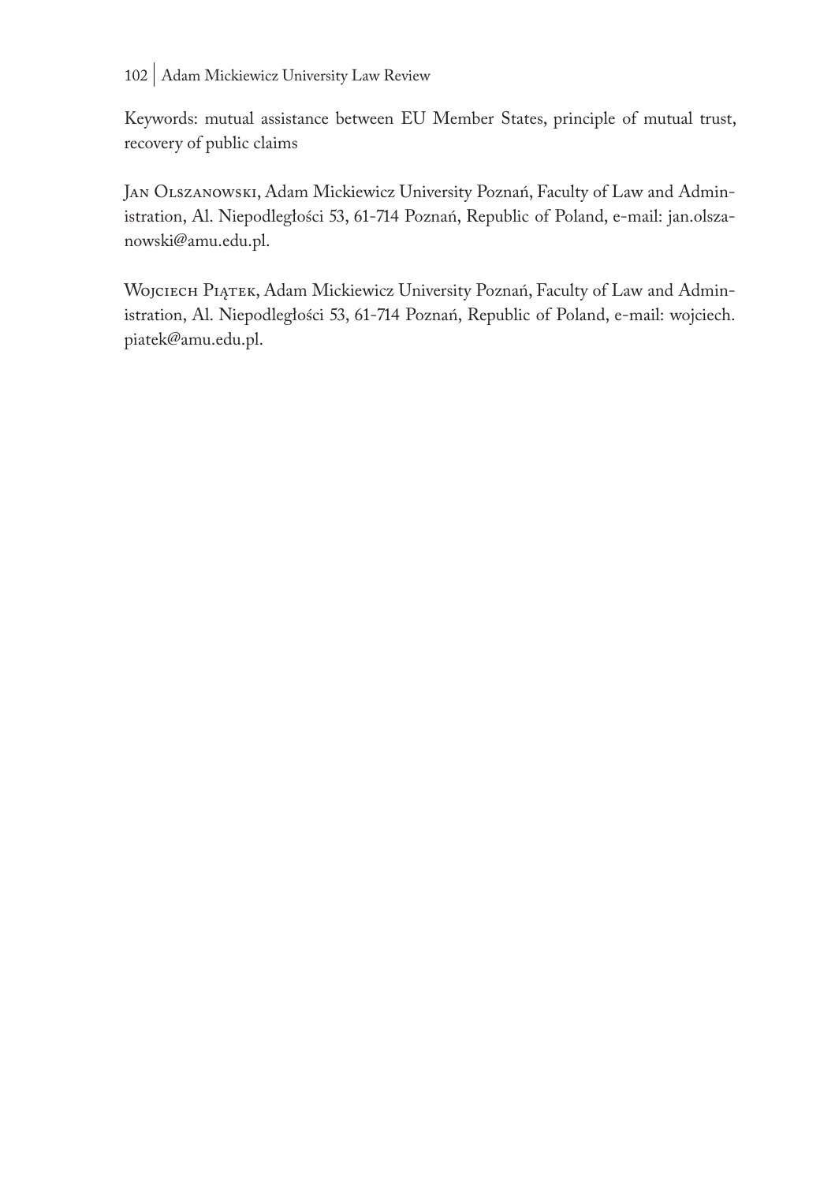Keywords: mutual assistance between EU Member States, principle of mutual trust, recovery of public claims

Jan Olszanowski, Adam Mickiewicz University Poznań, Faculty of Law and Administration, Al. Niepodległości 53, 61-714 Poznań, Republic of Poland, e-mail: jan.olszanowski@amu.edu.pl.

Wojciech Piątek, Adam Mickiewicz University Poznań, Faculty of Law and Administration, Al. Niepodległości 53, 61-714 Poznań, Republic of Poland, e-mail: wojciech.piatek@amu.edu.pl.